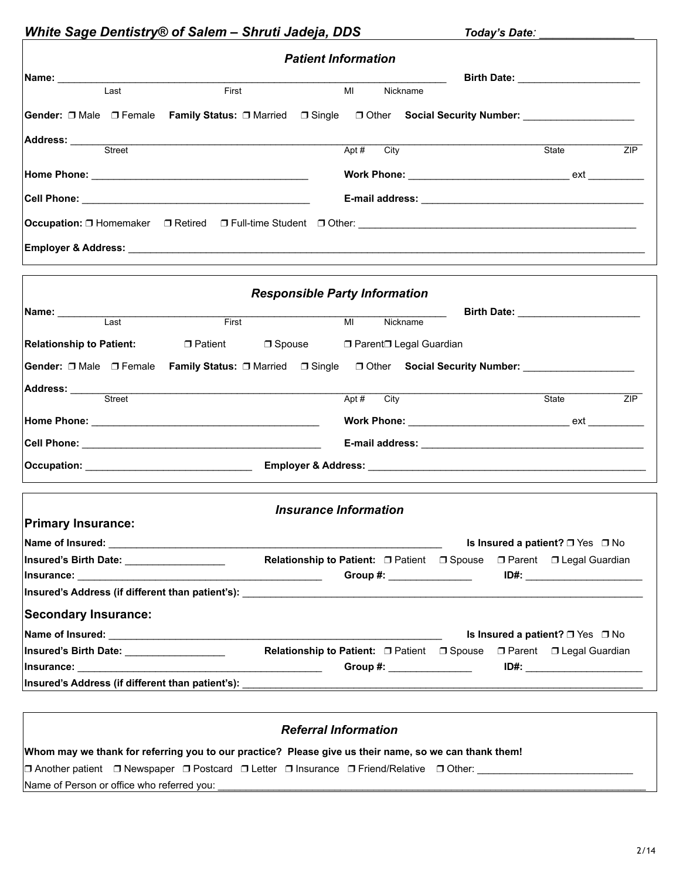# White Sage Dentistry® of Salem – Shruti Jadeja, DDS

**Today's Date:** _______________

## Patient Information

**Name:** ______________________________________________ **Birth Date:** ______________________

Last First MI Nickname

**Gender:** ❒ Male ❒ Female **Family Status:** ❒ Married ❒ Single ❒ Other **Social Security Number:** ____________________

**Address:** ______________________________________________________________________________

Street Apt # City State ZIP

**Home Phone:** ________________________________________ **Work Phone:** _____________________________ ext __________

**Cell Phone:** ________________________________________ **E-mail address:** ________________________________________

**Occupation:** ❒ Homemaker ❒ Retired ❒ Full-time Student ❒ Other: ___________________________________________________

**Employer & Address:** ____________________________________________________________________________________________

## Responsible Party Information

**Name:** ______________________________________________ **Birth Date:** ______________________

Last First MI Nickname

**Relationship to Patient:** ❒ Patient ❒ Spouse ❒ Parent ❒ Legal Guardian

**Gender:** ❒ Male ❒ Female **Family Status:** ❒ Married ❒ Single ❒ Other **Social Security Number:** ____________________

**Address:** ______________________________________________________________________________

Street Apt # City State ZIP

**Home Phone:** ____________________________________________ **Work Phone:** _____________________________ ext __________

**Cell Phone:** _____________________________________________ **E-mail address:** ________________________________________

**Occupation:** ______________________________ **Employer & Address:** ___________________________________________________

## Insurance Information

### Primary Insurance:

**Name of Insured:** ______________________________________________________________ **Is Insured a patient?** ❒ Yes ❒ No

**Insured's Birth Date:** __________________ **Relationship to Patient:** ❒ Patient ❒ Spouse ❒ Parent ❒ Legal Guardian

**Insurance:** _____________________________________________ **Group #:** _______________ **ID#:** _____________________

**Insured's Address (if different than patient's):** _________________________________________________________________________

### Secondary Insurance:

**Name of Insured:** ______________________________________________________________ **Is Insured a patient?** ❒ Yes ❒ No

**Insured's Birth Date:** __________________ **Relationship to Patient:** ❒ Patient ❒ Spouse ❒ Parent ❒ Legal Guardian

**Insurance:** _____________________________________________ **Group #:** _______________ **ID#:** _____________________

**Insured's Address (if different than patient's):** _________________________________________________________________________

## Referral Information

**Whom may we thank for referring you to our practice? Please give us their name, so we can thank them!**

❒ Another patient ❒ Newspaper ❒ Postcard ❒ Letter ❒ Insurance ❒ Friend/Relative ❒ Other: ____________________________

Name of Person or office who referred you: ____________________________________________________________________________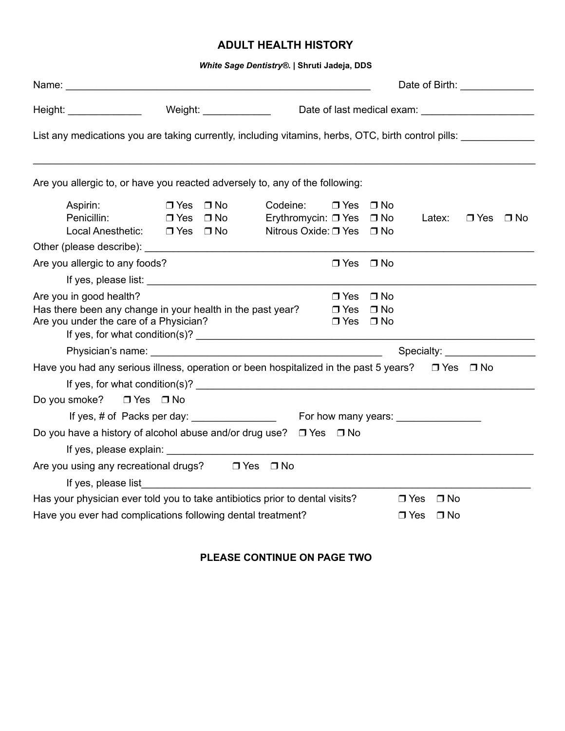# ADULT HEALTH HISTORY

***White Sage Dentistry®.* | Shruti Jadeja, DDS**

Name: ________________________________________________________ Date of Birth: _____________

Height: _____________ Weight: ____________ Date of last medical exam: ____________________

List any medications you are taking currently, including vitamins, herbs, OTC, birth control pills: _____________

_____________________________________________________________________________________________

Are you allergic to, or have you reacted adversely to, any of the following:

Aspirin: ❒ Yes ❒ No Codeine: ❒ Yes ❒ No

Penicillin: ❒ Yes ❒ No Erythromycin: ❒ Yes ❒ No Latex: ❒ Yes ❒ No

Local Anesthetic: ❒ Yes ❒ No Nitrous Oxide: ❒ Yes ❒ No

Other (please describe): ___________________________________________________________________________

Are you allergic to any foods? ❒ Yes ❒ No

If yes, please list: _______________________________________________________________________

Are you in good health? ❒ Yes ❒ No

Has there been any change in your health in the past year? ❒ Yes ❒ No

Are you under the care of a Physician? ❒ Yes ❒ No

If yes, for what condition(s)? ______________________________________________________________

Physician's name: ___________________________________________ Specialty: ________________

Have you had any serious illness, operation or been hospitalized in the past 5 years? ❒ Yes ❒ No

If yes, for what condition(s)? ______________________________________________________________

Do you smoke? ❒ Yes ❒ No

If yes, # of Packs per day: _______________ For how many years: _______________

Do you have a history of alcohol abuse and/or drug use? ❒ Yes ❒ No

If yes, please explain: ____________________________________________________________________

Are you using any recreational drugs? ❒ Yes ❒ No

If yes, please list_________________________________________________________________________

Has your physician ever told you to take antibiotics prior to dental visits? ❒ Yes ❒ No

Have you ever had complications following dental treatment? ❒ Yes ❒ No

**PLEASE CONTINUE ON PAGE TWO**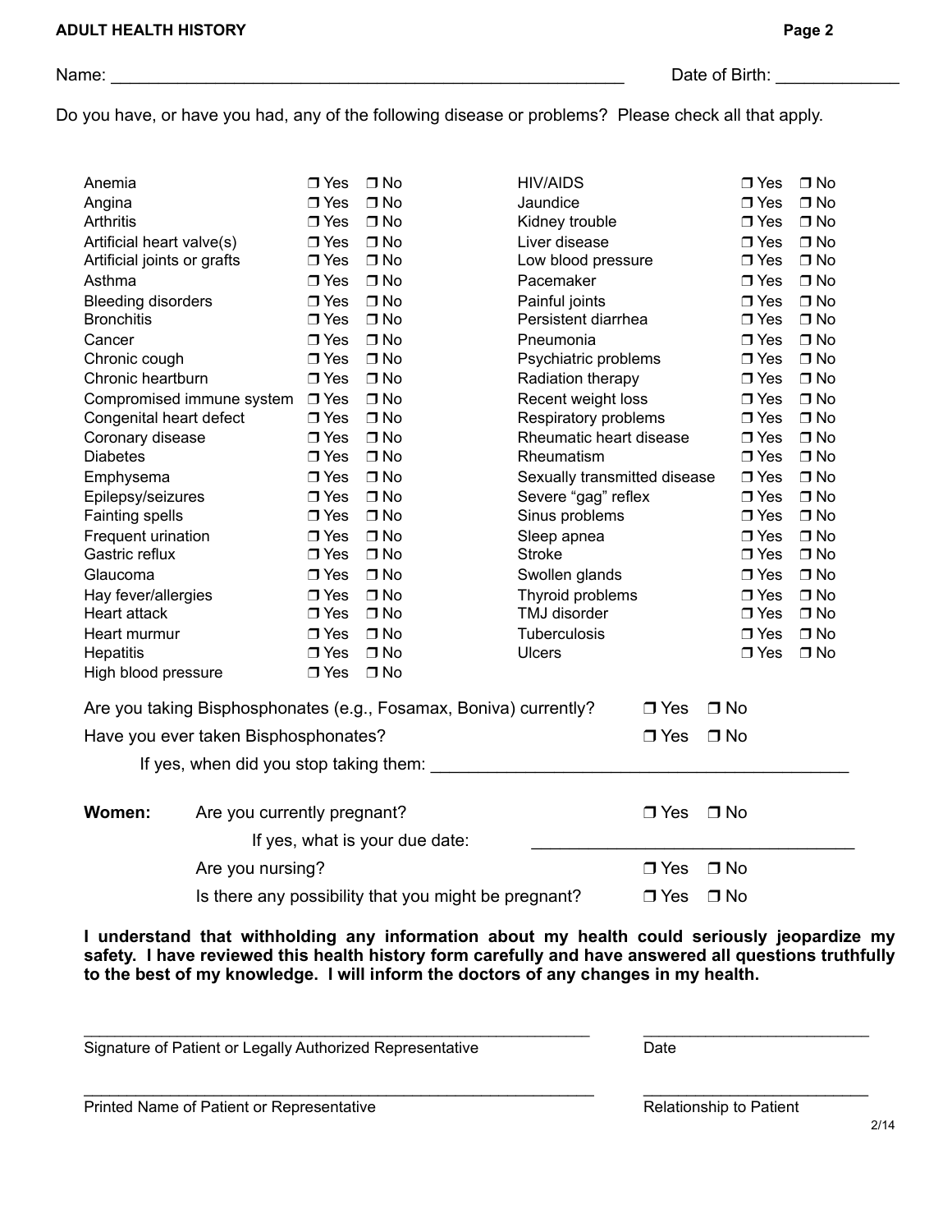Name: ______________________________________________________ Date of Birth: ____________

Do you have, or have you had, any of the following disease or problems? Please check all that apply.

| Condition | Yes | No | Condition | Yes | No |
|---|---|---|---|---|---|
| Anemia | ❒ Yes | ❒ No | HIV/AIDS | ❒ Yes | ❒ No |
| Angina | ❒ Yes | ❒ No | Jaundice | ❒ Yes | ❒ No |
| Arthritis | ❒ Yes | ❒ No | Kidney trouble | ❒ Yes | ❒ No |
| Artificial heart valve(s) | ❒ Yes | ❒ No | Liver disease | ❒ Yes | ❒ No |
| Artificial joints or grafts | ❒ Yes | ❒ No | Low blood pressure | ❒ Yes | ❒ No |
| Asthma | ❒ Yes | ❒ No | Pacemaker | ❒ Yes | ❒ No |
| Bleeding disorders | ❒ Yes | ❒ No | Painful joints | ❒ Yes | ❒ No |
| Bronchitis | ❒ Yes | ❒ No | Persistent diarrhea | ❒ Yes | ❒ No |
| Cancer | ❒ Yes | ❒ No | Pneumonia | ❒ Yes | ❒ No |
| Chronic cough | ❒ Yes | ❒ No | Psychiatric problems | ❒ Yes | ❒ No |
| Chronic heartburn | ❒ Yes | ❒ No | Radiation therapy | ❒ Yes | ❒ No |
| Compromised immune system | ❒ Yes | ❒ No | Recent weight loss | ❒ Yes | ❒ No |
| Congenital heart defect | ❒ Yes | ❒ No | Respiratory problems | ❒ Yes | ❒ No |
| Coronary disease | ❒ Yes | ❒ No | Rheumatic heart disease | ❒ Yes | ❒ No |
| Diabetes | ❒ Yes | ❒ No | Rheumatism | ❒ Yes | ❒ No |
| Emphysema | ❒ Yes | ❒ No | Sexually transmitted disease | ❒ Yes | ❒ No |
| Epilepsy/seizures | ❒ Yes | ❒ No | Severe "gag" reflex | ❒ Yes | ❒ No |
| Fainting spells | ❒ Yes | ❒ No | Sinus problems | ❒ Yes | ❒ No |
| Frequent urination | ❒ Yes | ❒ No | Sleep apnea | ❒ Yes | ❒ No |
| Gastric reflux | ❒ Yes | ❒ No | Stroke | ❒ Yes | ❒ No |
| Glaucoma | ❒ Yes | ❒ No | Swollen glands | ❒ Yes | ❒ No |
| Hay fever/allergies | ❒ Yes | ❒ No | Thyroid problems | ❒ Yes | ❒ No |
| Heart attack | ❒ Yes | ❒ No | TMJ disorder | ❒ Yes | ❒ No |
| Heart murmur | ❒ Yes | ❒ No | Tuberculosis | ❒ Yes | ❒ No |
| Hepatitis | ❒ Yes | ❒ No | Ulcers | ❒ Yes | ❒ No |
| High blood pressure | ❒ Yes | ❒ No | | | |

Are you taking Bisphosphonates (e.g., Fosamax, Boniva) currently? ❒ Yes ❒ No

Have you ever taken Bisphosphonates? ❒ Yes ❒ No

If yes, when did you stop taking them: ________________________________________

**Women:** Are you currently pregnant? ❒ Yes ❒ No

If yes, what is your due date: ________________________________

Are you nursing? ❒ Yes ❒ No

Is there any possibility that you might be pregnant? ❒ Yes ❒ No

**I understand that withholding any information about my health could seriously jeopardize my safety. I have reviewed this health history form carefully and have answered all questions truthfully to the best of my knowledge. I will inform the doctors of any changes in my health.**

________________________________________________________ ________________________

Signature of Patient or Legally Authorized Representative — Date

________________________________________________________ ________________________

Printed Name of Patient or Representative — Relationship to Patient

2/14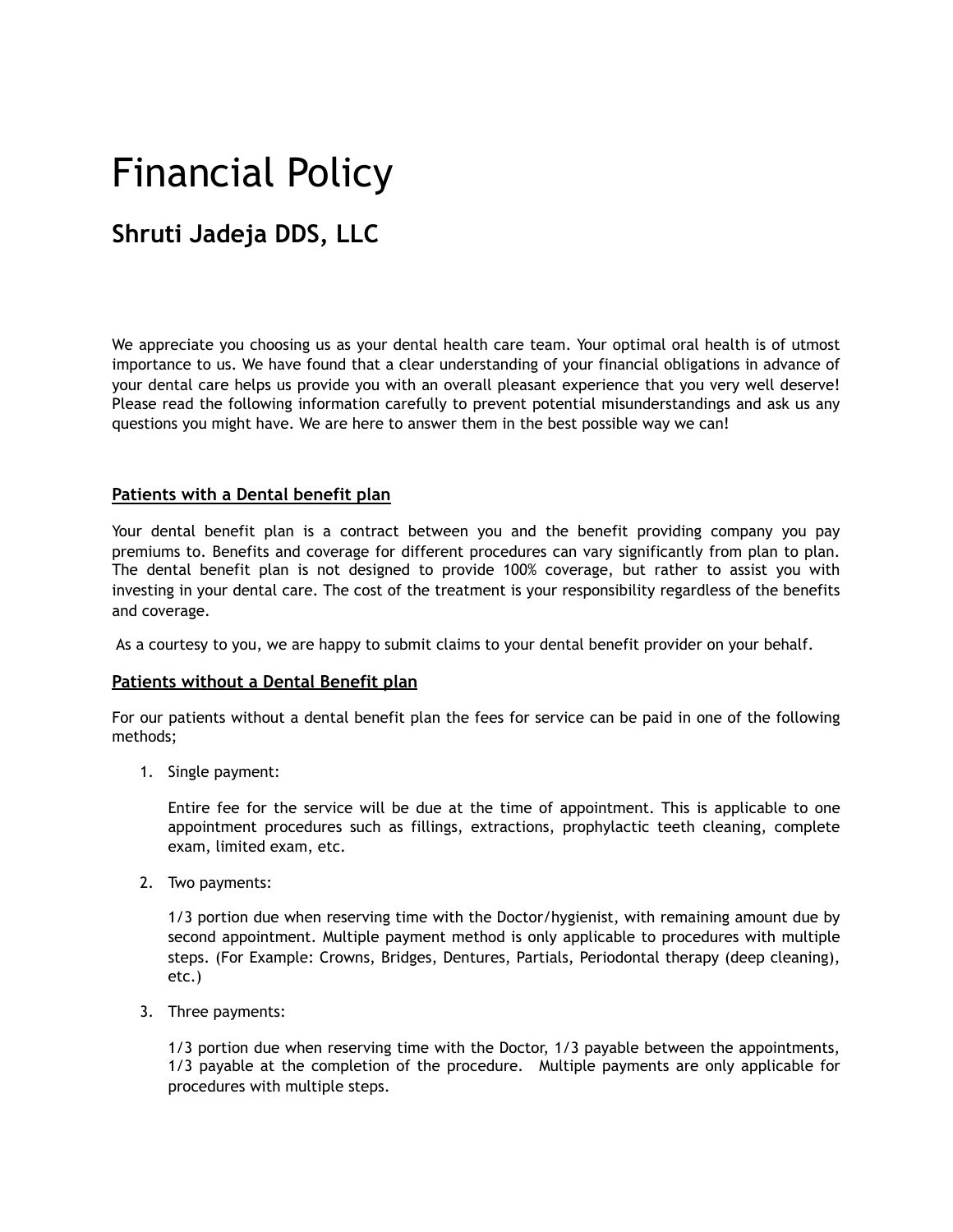# Financial Policy

## Shruti Jadeja DDS, LLC

We appreciate you choosing us as your dental health care team. Your optimal oral health is of utmost importance to us. We have found that a clear understanding of your financial obligations in advance of your dental care helps us provide you with an overall pleasant experience that you very well deserve! Please read the following information carefully to prevent potential misunderstandings and ask us any questions you might have. We are here to answer them in the best possible way we can!

### Patients with a Dental benefit plan

Your dental benefit plan is a contract between you and the benefit providing company you pay premiums to. Benefits and coverage for different procedures can vary significantly from plan to plan. The dental benefit plan is not designed to provide 100% coverage, but rather to assist you with investing in your dental care. The cost of the treatment is your responsibility regardless of the benefits and coverage.

As a courtesy to you, we are happy to submit claims to your dental benefit provider on your behalf.

### Patients without a Dental Benefit plan

For our patients without a dental benefit plan the fees for service can be paid in one of the following methods;

1. Single payment:

   Entire fee for the service will be due at the time of appointment. This is applicable to one appointment procedures such as fillings, extractions, prophylactic teeth cleaning, complete exam, limited exam, etc.

2. Two payments:

   1/3 portion due when reserving time with the Doctor/hygienist, with remaining amount due by second appointment. Multiple payment method is only applicable to procedures with multiple steps. (For Example: Crowns, Bridges, Dentures, Partials, Periodontal therapy (deep cleaning), etc.)

3. Three payments:

   1/3 portion due when reserving time with the Doctor, 1/3 payable between the appointments, 1/3 payable at the completion of the procedure. Multiple payments are only applicable for procedures with multiple steps.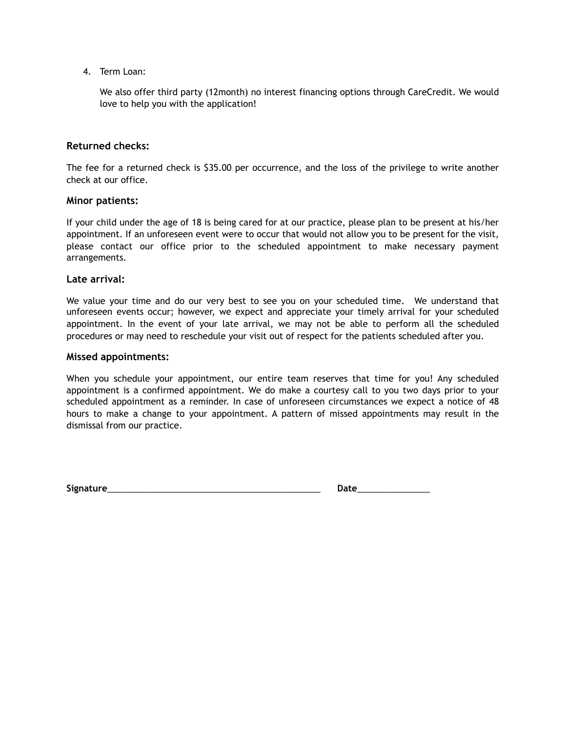4. Term Loan:

   We also offer third party (12month) no interest financing options through CareCredit. We would love to help you with the application!

### Returned checks:

The fee for a returned check is $35.00 per occurrence, and the loss of the privilege to write another check at our office.

### Minor patients:

If your child under the age of 18 is being cared for at our practice, please plan to be present at his/her appointment. If an unforeseen event were to occur that would not allow you to be present for the visit, please contact our office prior to the scheduled appointment to make necessary payment arrangements.

### Late arrival:

We value your time and do our very best to see you on your scheduled time. We understand that unforeseen events occur; however, we expect and appreciate your timely arrival for your scheduled appointment. In the event of your late arrival, we may not be able to perform all the scheduled procedures or may need to reschedule your visit out of respect for the patients scheduled after you.

### Missed appointments:

When you schedule your appointment, our entire team reserves that time for you! Any scheduled appointment is a confirmed appointment. We do make a courtesy call to you two days prior to your scheduled appointment as a reminder. In case of unforeseen circumstances we expect a notice of 48 hours to make a change to your appointment. A pattern of missed appointments may result in the dismissal from our practice.

**Signature**_____________________________________________ **Date**_______________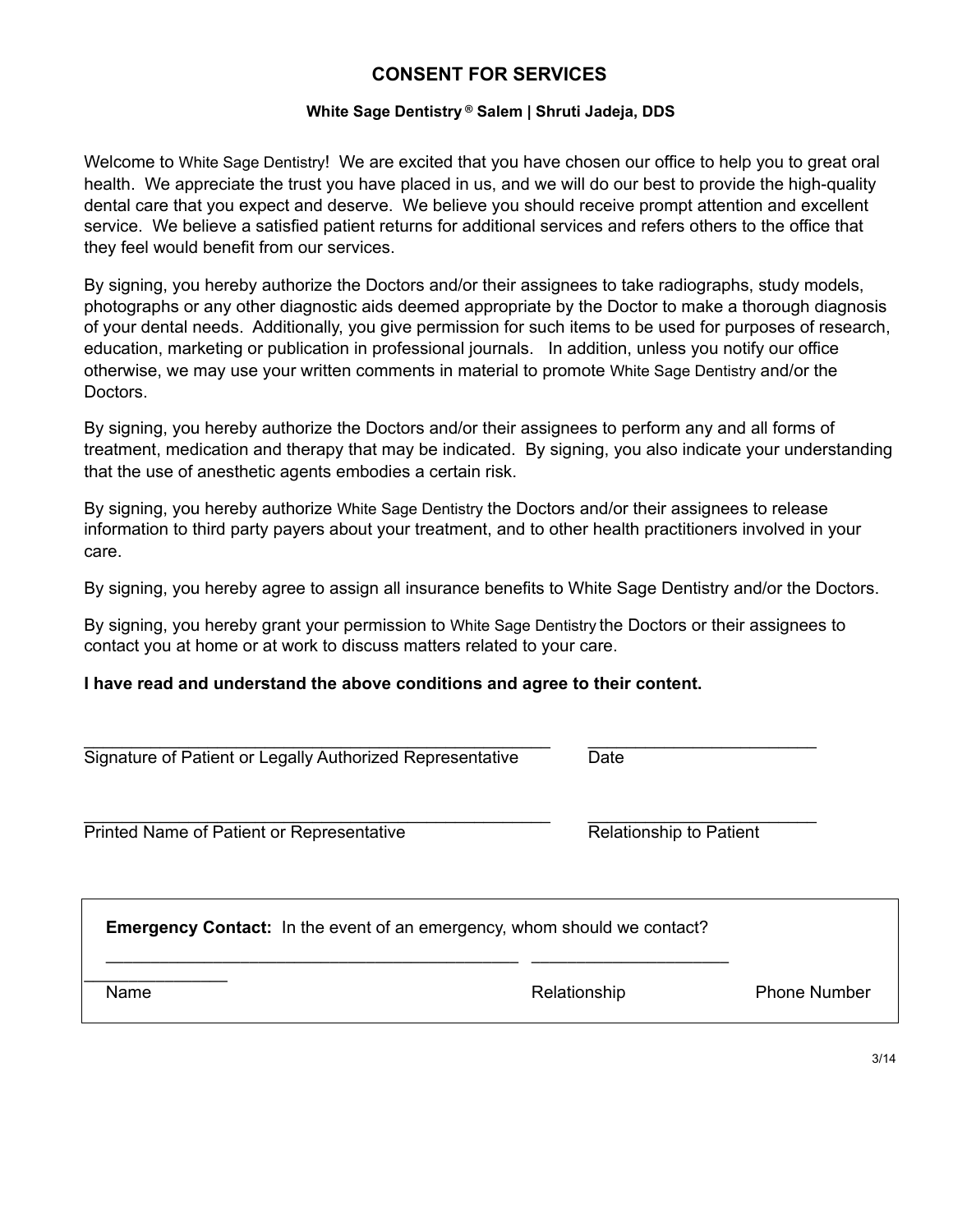# CONSENT FOR SERVICES

**White Sage Dentistry ® Salem | Shruti Jadeja, DDS**

Welcome to White Sage Dentistry! We are excited that you have chosen our office to help you to great oral health. We appreciate the trust you have placed in us, and we will do our best to provide the high-quality dental care that you expect and deserve. We believe you should receive prompt attention and excellent service. We believe a satisfied patient returns for additional services and refers others to the office that they feel would benefit from our services.

By signing, you hereby authorize the Doctors and/or their assignees to take radiographs, study models, photographs or any other diagnostic aids deemed appropriate by the Doctor to make a thorough diagnosis of your dental needs. Additionally, you give permission for such items to be used for purposes of research, education, marketing or publication in professional journals. In addition, unless you notify our office otherwise, we may use your written comments in material to promote White Sage Dentistry and/or the Doctors.

By signing, you hereby authorize the Doctors and/or their assignees to perform any and all forms of treatment, medication and therapy that may be indicated. By signing, you also indicate your understanding that the use of anesthetic agents embodies a certain risk.

By signing, you hereby authorize White Sage Dentistry the Doctors and/or their assignees to release information to third party payers about your treatment, and to other health practitioners involved in your care.

By signing, you hereby agree to assign all insurance benefits to White Sage Dentistry and/or the Doctors.

By signing, you hereby grant your permission to White Sage Dentistry the Doctors or their assignees to contact you at home or at work to discuss matters related to your care.

**I have read and understand the above conditions and agree to their content.**

_______________________________________________ ________________________
Signature of Patient or Legally Authorized Representative Date

_______________________________________________ ________________________
Printed Name of Patient or Representative Relationship to Patient

**Emergency Contact:** In the event of an emergency, whom should we contact?

_______________________________________________ ____________________ ______________
Name Relationship Phone Number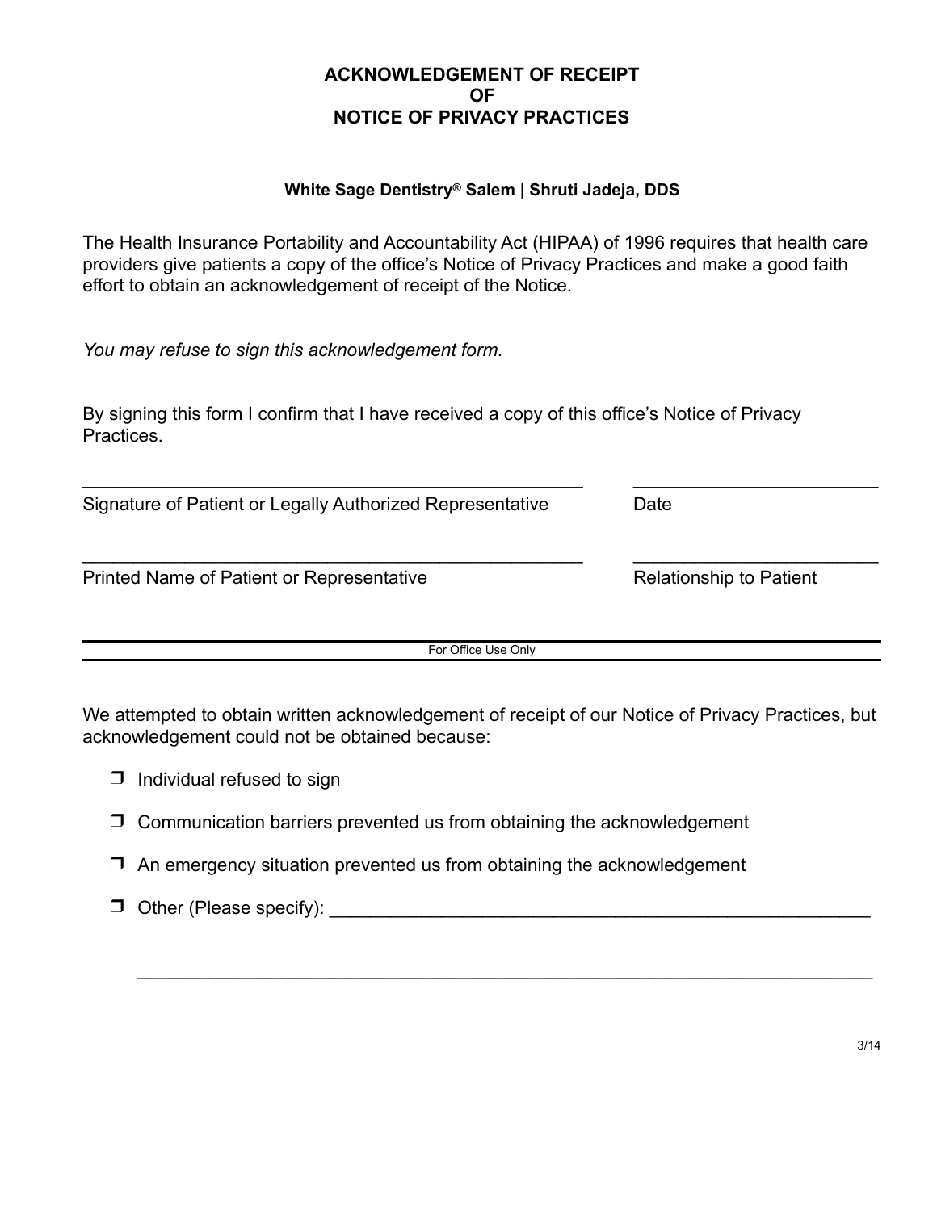# ACKNOWLEDGEMENT OF RECEIPT
# OF
# NOTICE OF PRIVACY PRACTICES

**White Sage Dentistry® Salem | Shruti Jadeja, DDS**

The Health Insurance Portability and Accountability Act (HIPAA) of 1996 requires that health care providers give patients a copy of the office's Notice of Privacy Practices and make a good faith effort to obtain an acknowledgement of receipt of the Notice.

*You may refuse to sign this acknowledgement form.*

By signing this form I confirm that I have received a copy of this office's Notice of Privacy Practices.

| | |
|---|---|
| ______________________________________________ | ______________________ |
| Signature of Patient or Legally Authorized Representative | Date |
| ______________________________________________ | ______________________ |
| Printed Name of Patient or Representative | Relationship to Patient |

---

For Office Use Only

---

We attempted to obtain written acknowledgement of receipt of our Notice of Privacy Practices, but acknowledgement could not be obtained because:

- ❒ Individual refused to sign
- ❒ Communication barriers prevented us from obtaining the acknowledgement
- ❒ An emergency situation prevented us from obtaining the acknowledgement
- ❒ Other (Please specify): ________________________________________________

  ______________________________________________________________________

3/14